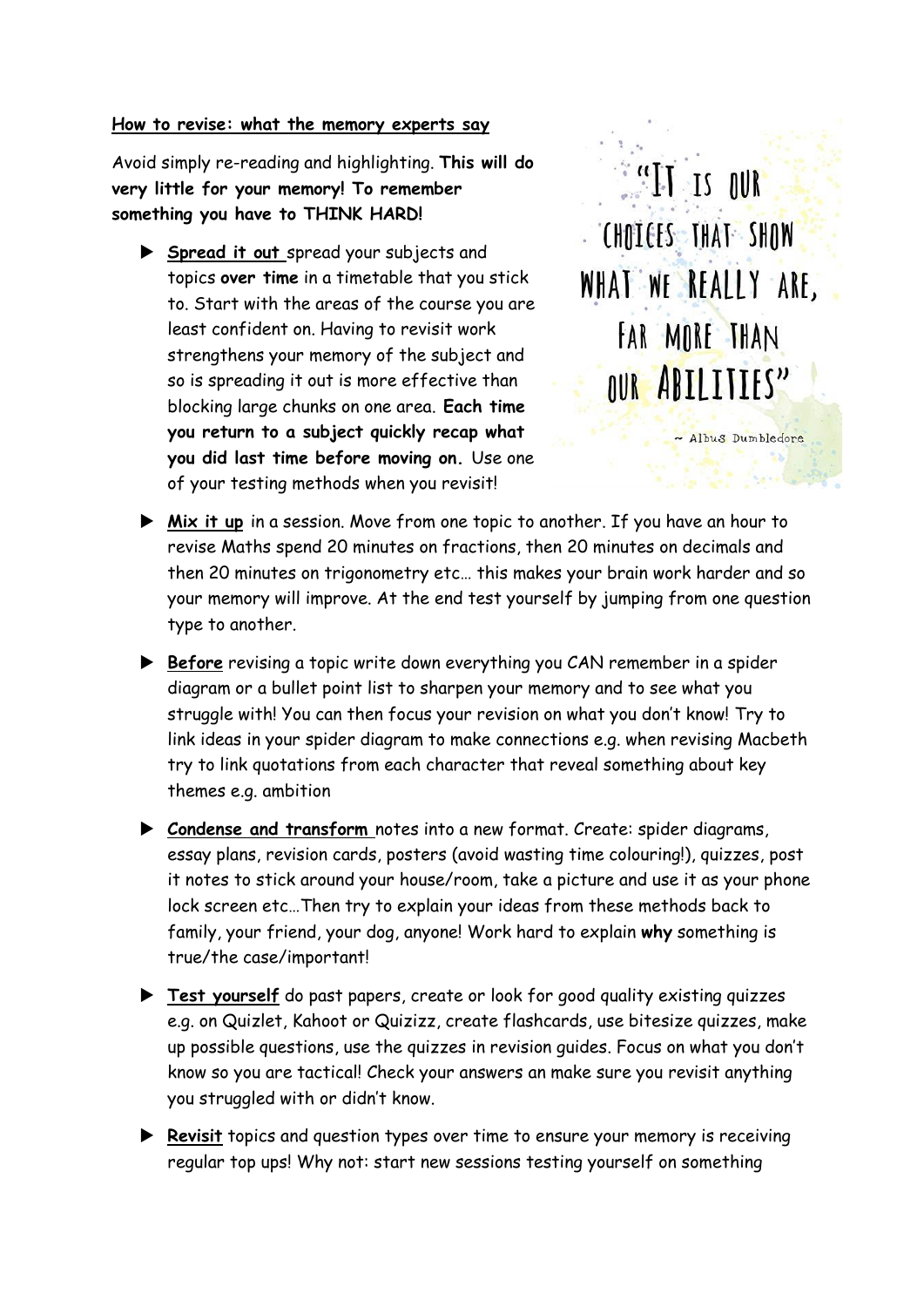**How to revise: what the memory experts say**

Avoid simply re-reading and highlighting. **This will do very little for your memory! To remember something you have to THINK HARD!**

"It is our choices that show what we really are, far more than our abilities"

~ Albus Dumbledore

- **Spread it out** spread your subjects and topics **over time** in a timetable that you stick to. Start with the areas of the course you are least confident on. Having to revisit work strengthens your memory of the subject and so is spreading it out is more effective than blocking large chunks on one area. **Each time you return to a subject quickly recap what you did last time before moving on.** Use one of your testing methods when you revisit!
- **Mix it up** in a session. Move from one topic to another. If you have an hour to revise Maths spend 20 minutes on fractions, then 20 minutes on decimals and then 20 minutes on trigonometry etc… this makes your brain work harder and so your memory will improve. At the end test yourself by jumping from one question type to another.
- **Before** revising a topic write down everything you CAN remember in a spider diagram or a bullet point list to sharpen your memory and to see what you struggle with! You can then focus your revision on what you don't know! Try to link ideas in your spider diagram to make connections e.g. when revising Macbeth try to link quotations from each character that reveal something about key themes e.g. ambition
- **Condense and transform** notes into a new format. Create: spider diagrams, essay plans, revision cards, posters (avoid wasting time colouring!), quizzes, post it notes to stick around your house/room, take a picture and use it as your phone lock screen etc…Then try to explain your ideas from these methods back to family, your friend, your dog, anyone! Work hard to explain **why** something is true/the case/important!
- **Test yourself** do past papers, create or look for good quality existing quizzes e.g. on Quizlet, Kahoot or Quizizz, create flashcards, use bitesize quizzes, make up possible questions, use the quizzes in revision guides. Focus on what you don't know so you are tactical! Check your answers an make sure you revisit anything you struggled with or didn't know.
- **Revisit** topics and question types over time to ensure your memory is receiving regular top ups! Why not: start new sessions testing yourself on something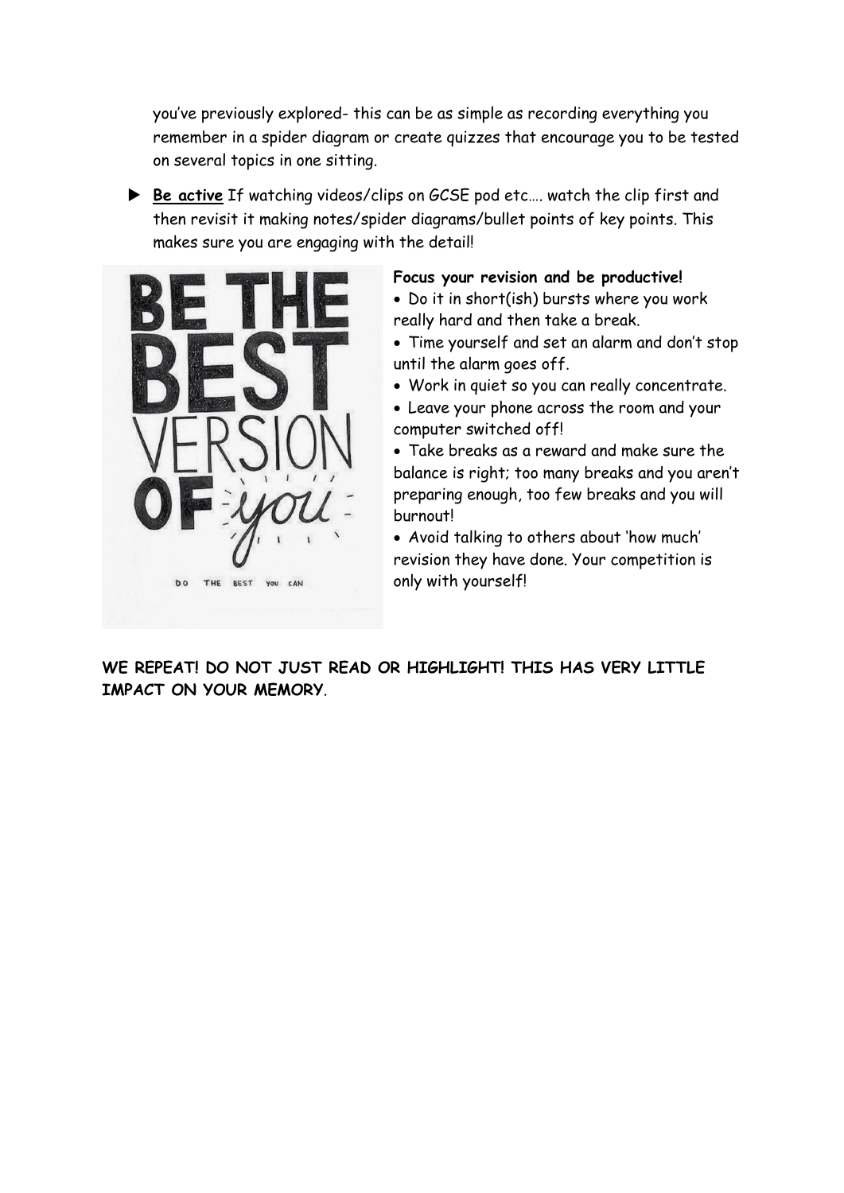you've previously explored- this can be as simple as recording everything you remember in a spider diagram or create quizzes that encourage you to be tested on several topics in one sitting.

- **Be active** If watching videos/clips on GCSE pod etc…. watch the clip first and then revisit it making notes/spider diagrams/bullet points of key points. This makes sure you are engaging with the detail!

**Focus your revision and be productive!**

- Do it in short(ish) bursts where you work really hard and then take a break.
- Time yourself and set an alarm and don't stop until the alarm goes off.
- Work in quiet so you can really concentrate.
- Leave your phone across the room and your computer switched off!
- Take breaks as a reward and make sure the balance is right; too many breaks and you aren't preparing enough, too few breaks and you will burnout!
- Avoid talking to others about 'how much' revision they have done. Your competition is only with yourself!

**WE REPEAT! DO NOT JUST READ OR HIGHLIGHT! THIS HAS VERY LITTLE IMPACT ON YOUR MEMORY**.